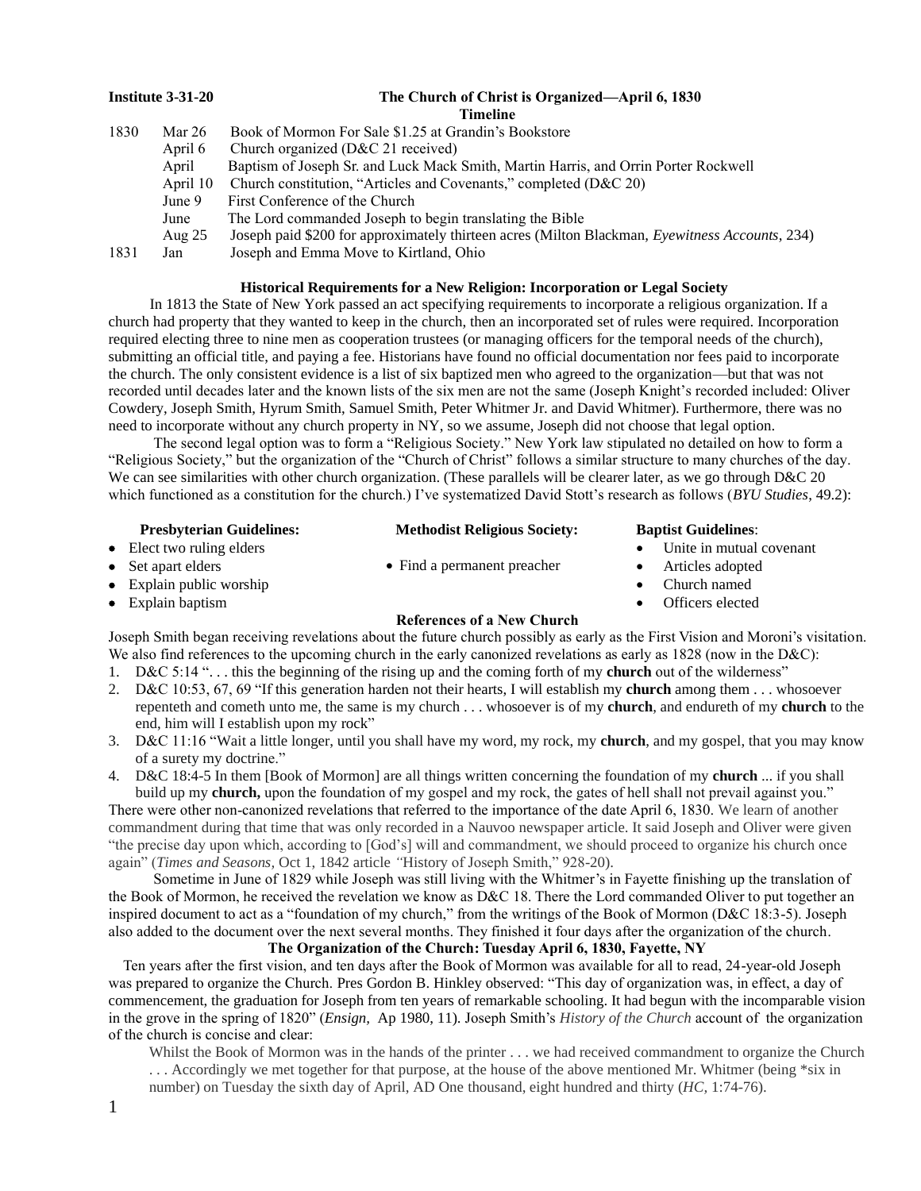**Institute 3-31-20**

# The Church of Christ is Organized—April 6, 1830

**Timeline**

| | | |
|---|---|---|
| 1830 | Mar 26 | Book of Mormon For Sale $1.25 at Grandin's Bookstore |
| | April 6 | Church organized (D&C 21 received) |
| | April | Baptism of Joseph Sr. and Luck Mack Smith, Martin Harris, and Orrin Porter Rockwell |
| | April 10 | Church constitution, "Articles and Covenants," completed (D&C 20) |
| | June 9 | First Conference of the Church |
| | June | The Lord commanded Joseph to begin translating the Bible |
| | Aug 25 | Joseph paid $200 for approximately thirteen acres (Milton Blackman, *Eyewitness Accounts*, 234) |
| 1831 | Jan | Joseph and Emma Move to Kirtland, Ohio |

## Historical Requirements for a New Religion: Incorporation or Legal Society

In 1813 the State of New York passed an act specifying requirements to incorporate a religious organization. If a church had property that they wanted to keep in the church, then an incorporated set of rules were required. Incorporation required electing three to nine men as cooperation trustees (or managing officers for the temporal needs of the church), submitting an official title, and paying a fee. Historians have found no official documentation nor fees paid to incorporate the church. The only consistent evidence is a list of six baptized men who agreed to the organization—but that was not recorded until decades later and the known lists of the six men are not the same (Joseph Knight's recorded included: Oliver Cowdery, Joseph Smith, Hyrum Smith, Samuel Smith, Peter Whitmer Jr. and David Whitmer). Furthermore, there was no need to incorporate without any church property in NY, so we assume, Joseph did not choose that legal option.

The second legal option was to form a "Religious Society." New York law stipulated no detailed on how to form a "Religious Society," but the organization of the "Church of Christ" follows a similar structure to many churches of the day. We can see similarities with other church organization. (These parallels will be clearer later, as we go through D&C 20 which functioned as a constitution for the church.) I've systematized David Stott's research as follows (*BYU Studies*, 49.2):

**Presbyterian Guidelines:**
- Elect two ruling elders
- Set apart elders
- Explain public worship
- Explain baptism

**Methodist Religious Society:**
- Find a permanent preacher

**Baptist Guidelines**:
- Unite in mutual covenant
- Articles adopted
- Church named
- Officers elected

## References of a New Church

Joseph Smith began receiving revelations about the future church possibly as early as the First Vision and Moroni's visitation. We also find references to the upcoming church in the early canonized revelations as early as 1828 (now in the D&C):

1. D&C 5:14 ". . . this the beginning of the rising up and the coming forth of my **church** out of the wilderness"
2. D&C 10:53, 67, 69 "If this generation harden not their hearts, I will establish my **church** among them . . . whosoever repenteth and cometh unto me, the same is my church . . . whosoever is of my **church**, and endureth of my **church** to the end, him will I establish upon my rock"
3. D&C 11:16 "Wait a little longer, until you shall have my word, my rock, my **church**, and my gospel, that you may know of a surety my doctrine."
4. D&C 18:4-5 In them [Book of Mormon] are all things written concerning the foundation of my **church** ... if you shall build up my **church,** upon the foundation of my gospel and my rock, the gates of hell shall not prevail against you."

There were other non-canonized revelations that referred to the importance of the date April 6, 1830. We learn of another commandment during that time that was only recorded in a Nauvoo newspaper article. It said Joseph and Oliver were given "the precise day upon which, according to [God's] will and commandment, we should proceed to organize his church once again" (*Times and Seasons*, Oct 1, 1842 article *"*History of Joseph Smith," 928-20).

Sometime in June of 1829 while Joseph was still living with the Whitmer's in Fayette finishing up the translation of the Book of Mormon, he received the revelation we know as D&C 18. There the Lord commanded Oliver to put together an inspired document to act as a "foundation of my church," from the writings of the Book of Mormon (D&C 18:3-5). Joseph also added to the document over the next several months. They finished it four days after the organization of the church.

## The Organization of the Church: Tuesday April 6, 1830, Fayette, NY

Ten years after the first vision, and ten days after the Book of Mormon was available for all to read, 24-year-old Joseph was prepared to organize the Church. Pres Gordon B. Hinkley observed: "This day of organization was, in effect, a day of commencement, the graduation for Joseph from ten years of remarkable schooling. It had begun with the incomparable vision in the grove in the spring of 1820" (*Ensign,* Ap 1980, 11). Joseph Smith's *History of the Church* account of the organization of the church is concise and clear:

> Whilst the Book of Mormon was in the hands of the printer . . . we had received commandment to organize the Church . . . Accordingly we met together for that purpose, at the house of the above mentioned Mr. Whitmer (being *six in number) on Tuesday the sixth day of April, AD One thousand, eight hundred and thirty (*HC,* 1:74-76).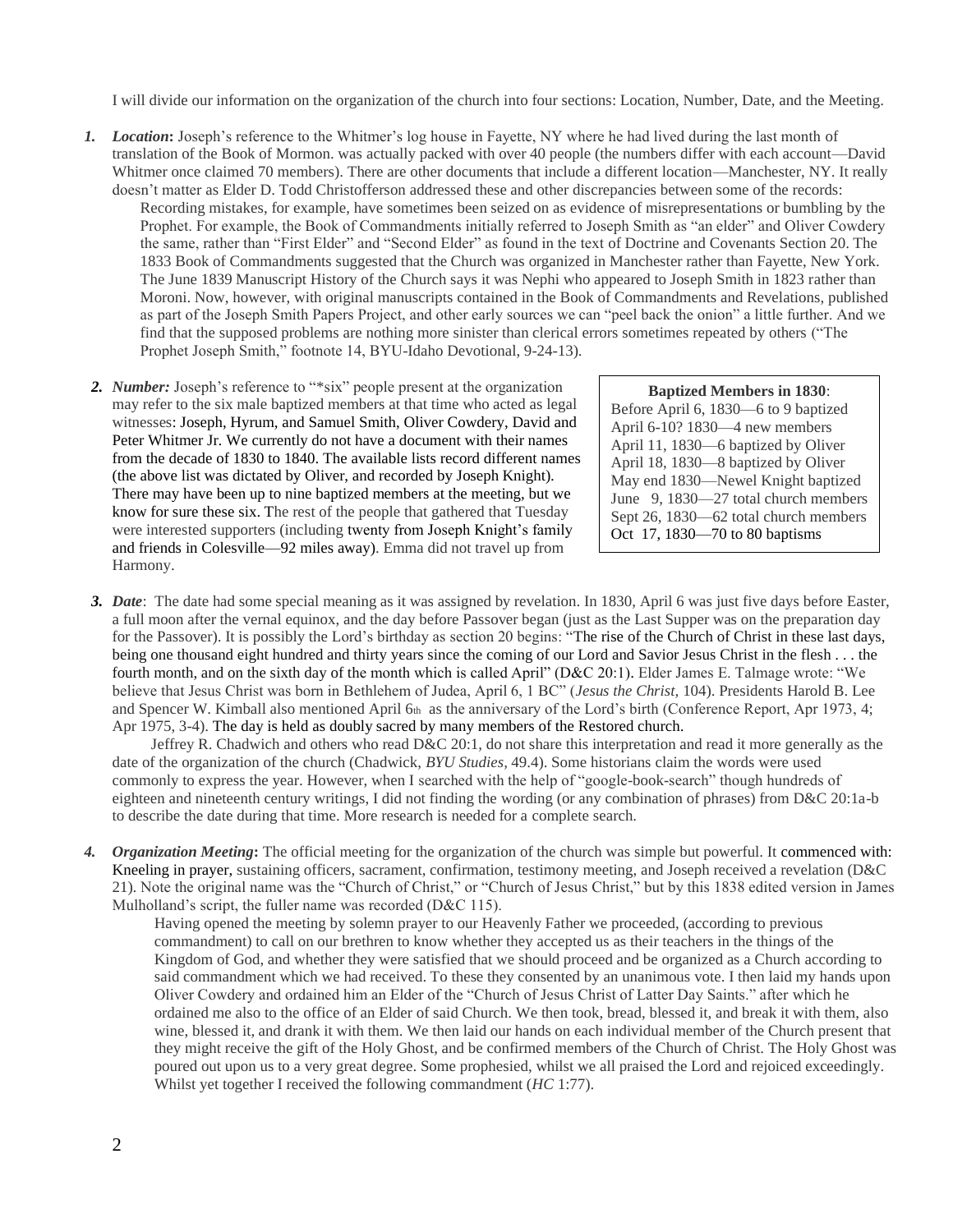I will divide our information on the organization of the church into four sections: Location, Number, Date, and the Meeting.

1. ***Location*****:** Joseph's reference to the Whitmer's log house in Fayette, NY where he had lived during the last month of translation of the Book of Mormon. was actually packed with over 40 people (the numbers differ with each account—David Whitmer once claimed 70 members). There are other documents that include a different location—Manchester, NY. It really doesn't matter as Elder D. Todd Christofferson addressed these and other discrepancies between some of the records:

> Recording mistakes, for example, have sometimes been seized on as evidence of misrepresentations or bumbling by the Prophet. For example, the Book of Commandments initially referred to Joseph Smith as "an elder" and Oliver Cowdery the same, rather than "First Elder" and "Second Elder" as found in the text of Doctrine and Covenants Section 20. The 1833 Book of Commandments suggested that the Church was organized in Manchester rather than Fayette, New York. The June 1839 Manuscript History of the Church says it was Nephi who appeared to Joseph Smith in 1823 rather than Moroni. Now, however, with original manuscripts contained in the Book of Commandments and Revelations, published as part of the Joseph Smith Papers Project, and other early sources we can "peel back the onion" a little further. And we find that the supposed problems are nothing more sinister than clerical errors sometimes repeated by others ("The Prophet Joseph Smith," footnote 14, BYU-Idaho Devotional, 9-24-13).

2. ***Number:*** Joseph's reference to "*six" people present at the organization may refer to the six male baptized members at that time who acted as legal witnesses: Joseph, Hyrum, and Samuel Smith, Oliver Cowdery, David and Peter Whitmer Jr. We currently do not have a document with their names from the decade of 1830 to 1840. The available lists record different names (the above list was dictated by Oliver, and recorded by Joseph Knight). There may have been up to nine baptized members at the meeting, but we know for sure these six. The rest of the people that gathered that Tuesday were interested supporters (including twenty from Joseph Knight's family and friends in Colesville—92 miles away). Emma did not travel up from Harmony.

**Baptized Members in 1830**:
Before April 6, 1830—6 to 9 baptized
April 6-10? 1830—4 new members
April 11, 1830—6 baptized by Oliver
April 18, 1830—8 baptized by Oliver
May end 1830—Newel Knight baptized
June 9, 1830—27 total church members
Sept 26, 1830—62 total church members
Oct 17, 1830—70 to 80 baptisms

3. ***Date***: The date had some special meaning as it was assigned by revelation. In 1830, April 6 was just five days before Easter, a full moon after the vernal equinox, and the day before Passover began (just as the Last Supper was on the preparation day for the Passover). It is possibly the Lord's birthday as section 20 begins: "The rise of the Church of Christ in these last days, being one thousand eight hundred and thirty years since the coming of our Lord and Savior Jesus Christ in the flesh . . . the fourth month, and on the sixth day of the month which is called April" (D&C 20:1). Elder James E. Talmage wrote: "We believe that Jesus Christ was born in Bethlehem of Judea, April 6, 1 BC" (*Jesus the Christ*, 104). Presidents Harold B. Lee and Spencer W. Kimball also mentioned April 6th as the anniversary of the Lord's birth (Conference Report, Apr 1973, 4; Apr 1975, 3-4). The day is held as doubly sacred by many members of the Restored church.

   Jeffrey R. Chadwich and others who read D&C 20:1, do not share this interpretation and read it more generally as the date of the organization of the church (Chadwick, *BYU Studies*, 49.4). Some historians claim the words were used commonly to express the year. However, when I searched with the help of "google-book-search" though hundreds of eighteen and nineteenth century writings, I did not finding the wording (or any combination of phrases) from D&C 20:1a-b to describe the date during that time. More research is needed for a complete search.

4. ***Organization Meeting*****:** The official meeting for the organization of the church was simple but powerful. It commenced with: Kneeling in prayer, sustaining officers, sacrament, confirmation, testimony meeting, and Joseph received a revelation (D&C 21). Note the original name was the "Church of Christ," or "Church of Jesus Christ," but by this 1838 edited version in James Mulholland's script, the fuller name was recorded (D&C 115).

> Having opened the meeting by solemn prayer to our Heavenly Father we proceeded, (according to previous commandment) to call on our brethren to know whether they accepted us as their teachers in the things of the Kingdom of God, and whether they were satisfied that we should proceed and be organized as a Church according to said commandment which we had received. To these they consented by an unanimous vote. I then laid my hands upon Oliver Cowdery and ordained him an Elder of the "Church of Jesus Christ of Latter Day Saints." after which he ordained me also to the office of an Elder of said Church. We then took, bread, blessed it, and break it with them, also wine, blessed it, and drank it with them. We then laid our hands on each individual member of the Church present that they might receive the gift of the Holy Ghost, and be confirmed members of the Church of Christ. The Holy Ghost was poured out upon us to a very great degree. Some prophesied, whilst we all praised the Lord and rejoiced exceedingly. Whilst yet together I received the following commandment (*HC* 1:77).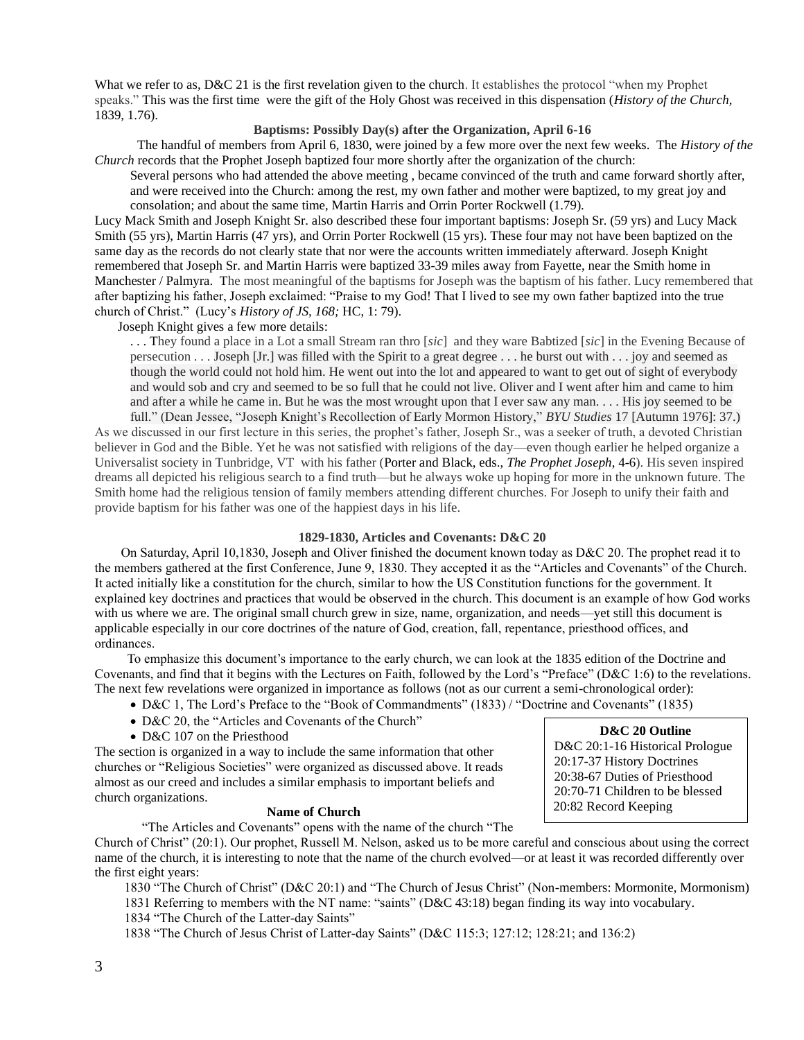What we refer to as, D&C 21 is the first revelation given to the church. It establishes the protocol "when my Prophet speaks." This was the first time were the gift of the Holy Ghost was received in this dispensation (*History of the Church*, 1839, 1.76).

**Baptisms: Possibly Day(s) after the Organization, April 6-16**

The handful of members from April 6, 1830, were joined by a few more over the next few weeks. The *History of the Church* records that the Prophet Joseph baptized four more shortly after the organization of the church:

> Several persons who had attended the above meeting , became convinced of the truth and came forward shortly after, and were received into the Church: among the rest, my own father and mother were baptized, to my great joy and consolation; and about the same time, Martin Harris and Orrin Porter Rockwell (1.79).

Lucy Mack Smith and Joseph Knight Sr. also described these four important baptisms: Joseph Sr. (59 yrs) and Lucy Mack Smith (55 yrs), Martin Harris (47 yrs), and Orrin Porter Rockwell (15 yrs). These four may not have been baptized on the same day as the records do not clearly state that nor were the accounts written immediately afterward. Joseph Knight remembered that Joseph Sr. and Martin Harris were baptized 33-39 miles away from Fayette, near the Smith home in Manchester / Palmyra. The most meaningful of the baptisms for Joseph was the baptism of his father. Lucy remembered that after baptizing his father, Joseph exclaimed: "Praise to my God! That I lived to see my own father baptized into the true church of Christ." (Lucy's *History of JS, 168;* HC, 1: 79).

Joseph Knight gives a few more details:

> . . . They found a place in a Lot a small Stream ran thro [*sic*] and they ware Babtized [*sic*] in the Evening Because of persecution . . . Joseph [Jr.] was filled with the Spirit to a great degree . . . he burst out with . . . joy and seemed as though the world could not hold him. He went out into the lot and appeared to want to get out of sight of everybody and would sob and cry and seemed to be so full that he could not live. Oliver and I went after him and came to him and after a while he came in. But he was the most wrought upon that I ever saw any man. . . . His joy seemed to be full." (Dean Jessee, "Joseph Knight's Recollection of Early Mormon History," *BYU Studies* 17 [Autumn 1976]: 37.)

As we discussed in our first lecture in this series, the prophet's father, Joseph Sr., was a seeker of truth, a devoted Christian believer in God and the Bible. Yet he was not satisfied with religions of the day—even though earlier he helped organize a Universalist society in Tunbridge, VT with his father (Porter and Black, eds., *The Prophet Joseph*, 4-6). His seven inspired dreams all depicted his religious search to a find truth—but he always woke up hoping for more in the unknown future. The Smith home had the religious tension of family members attending different churches. For Joseph to unify their faith and provide baptism for his father was one of the happiest days in his life.

**1829-1830, Articles and Covenants: D&C 20**

On Saturday, April 10,1830, Joseph and Oliver finished the document known today as D&C 20. The prophet read it to the members gathered at the first Conference, June 9, 1830. They accepted it as the "Articles and Covenants" of the Church. It acted initially like a constitution for the church, similar to how the US Constitution functions for the government. It explained key doctrines and practices that would be observed in the church. This document is an example of how God works with us where we are. The original small church grew in size, name, organization, and needs—yet still this document is applicable especially in our core doctrines of the nature of God, creation, fall, repentance, priesthood offices, and ordinances.

To emphasize this document's importance to the early church, we can look at the 1835 edition of the Doctrine and Covenants, and find that it begins with the Lectures on Faith, followed by the Lord's "Preface" (D&C 1:6) to the revelations. The next few revelations were organized in importance as follows (not as our current a semi-chronological order):

- D&C 1, The Lord's Preface to the "Book of Commandments" (1833) / "Doctrine and Covenants" (1835)
- D&C 20, the "Articles and Covenants of the Church"
- D&C 107 on the Priesthood

The section is organized in a way to include the same information that other churches or "Religious Societies" were organized as discussed above. It reads almost as our creed and includes a similar emphasis to important beliefs and church organizations.

> **D&C 20 Outline**
> D&C 20:1-16 Historical Prologue
> 20:17-37 History Doctrines
> 20:38-67 Duties of Priesthood
> 20:70-71 Children to be blessed
> 20:82 Record Keeping

**Name of Church**

"The Articles and Covenants" opens with the name of the church "The Church of Christ" (20:1). Our prophet, Russell M. Nelson, asked us to be more careful and conscious about using the correct name of the church, it is interesting to note that the name of the church evolved—or at least it was recorded differently over the first eight years:

1830 "The Church of Christ" (D&C 20:1) and "The Church of Jesus Christ" (Non-members: Mormonite, Mormonism)
1831 Referring to members with the NT name: "saints" (D&C 43:18) began finding its way into vocabulary.
1834 "The Church of the Latter-day Saints"
1838 "The Church of Jesus Christ of Latter-day Saints" (D&C 115:3; 127:12; 128:21; and 136:2)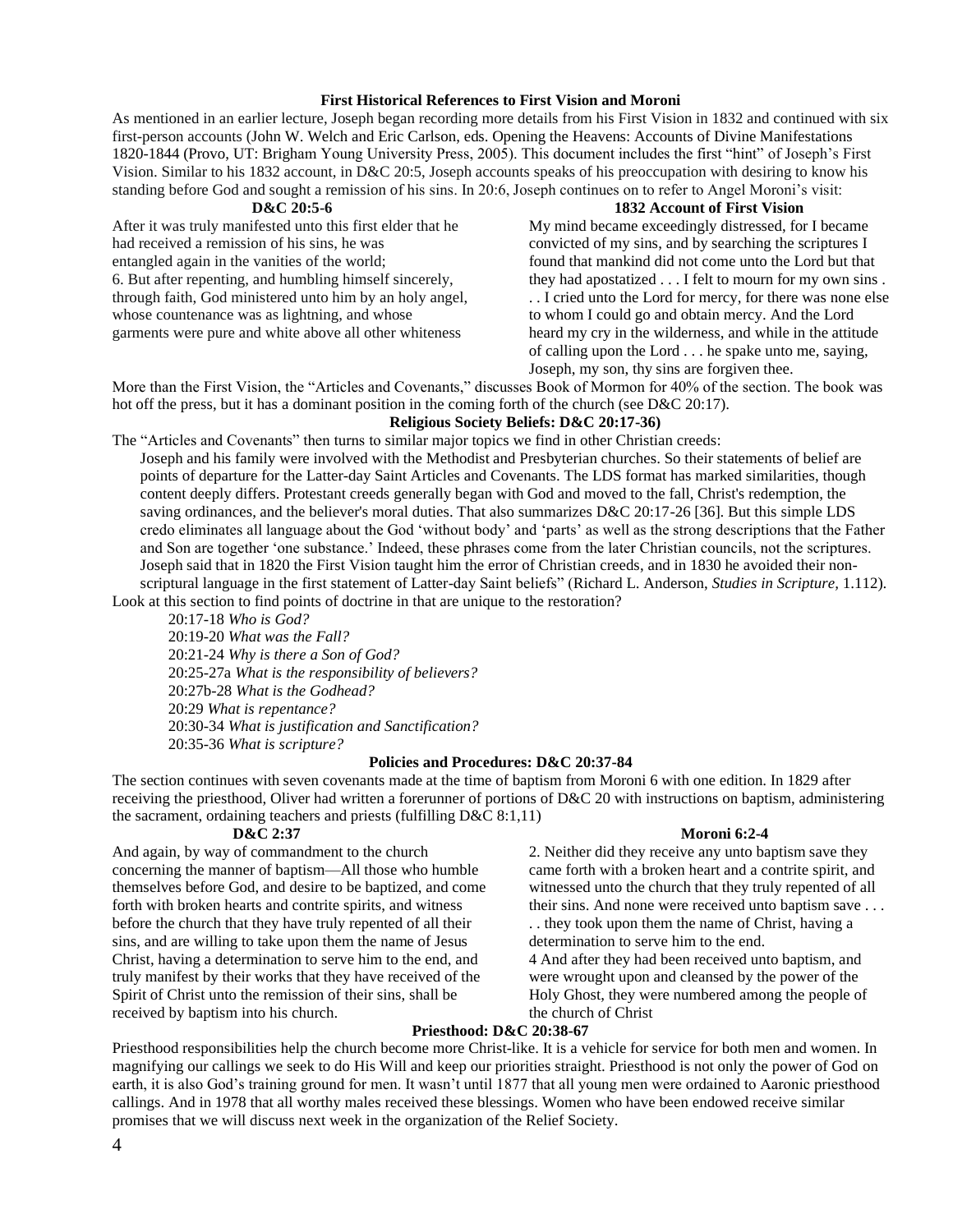### First Historical References to First Vision and Moroni

As mentioned in an earlier lecture, Joseph began recording more details from his First Vision in 1832 and continued with six first-person accounts (John W. Welch and Eric Carlson, eds. Opening the Heavens: Accounts of Divine Manifestations 1820-1844 (Provo, UT: Brigham Young University Press, 2005). This document includes the first "hint" of Joseph's First Vision. Similar to his 1832 account, in D&C 20:5, Joseph accounts speaks of his preoccupation with desiring to know his standing before God and sought a remission of his sins. In 20:6, Joseph continues on to refer to Angel Moroni's visit:

**D&C 20:5-6**

After it was truly manifested unto this first elder that he had received a remission of his sins, he was entangled again in the vanities of the world;
6. But after repenting, and humbling himself sincerely, through faith, God ministered unto him by an holy angel, whose countenance was as lightning, and whose garments were pure and white above all other whiteness

**1832 Account of First Vision**

My mind became exceedingly distressed, for I became convicted of my sins, and by searching the scriptures I found that mankind did not come unto the Lord but that they had apostatized . . . I felt to mourn for my own sins . . . I cried unto the Lord for mercy, for there was none else to whom I could go and obtain mercy. And the Lord heard my cry in the wilderness, and while in the attitude of calling upon the Lord . . . he spake unto me, saying, Joseph, my son, thy sins are forgiven thee.

More than the First Vision, the "Articles and Covenants," discusses Book of Mormon for 40% of the section. The book was hot off the press, but it has a dominant position in the coming forth of the church (see D&C 20:17).

### Religious Society Beliefs: D&C 20:17-36)

The "Articles and Covenants" then turns to similar major topics we find in other Christian creeds:

> Joseph and his family were involved with the Methodist and Presbyterian churches. So their statements of belief are points of departure for the Latter-day Saint Articles and Covenants. The LDS format has marked similarities, though content deeply differs. Protestant creeds generally began with God and moved to the fall, Christ's redemption, the saving ordinances, and the believer's moral duties. That also summarizes D&C 20:17-26 [36]. But this simple LDS credo eliminates all language about the God 'without body' and 'parts' as well as the strong descriptions that the Father and Son are together 'one substance.' Indeed, these phrases come from the later Christian councils, not the scriptures. Joseph said that in 1820 the First Vision taught him the error of Christian creeds, and in 1830 he avoided their non-scriptural language in the first statement of Latter-day Saint beliefs" (Richard L. Anderson, *Studies in Scripture*, 1.112).

Look at this section to find points of doctrine in that are unique to the restoration?

- 20:17-18 *Who is God?*
- 20:19-20 *What was the Fall?*
- 20:21-24 *Why is there a Son of God?*
- 20:25-27a *What is the responsibility of believers?*
- 20:27b-28 *What is the Godhead?*
- 20:29 *What is repentance?*
- 20:30-34 *What is justification and Sanctification?*
- 20:35-36 *What is scripture?*

### Policies and Procedures: D&C 20:37-84

The section continues with seven covenants made at the time of baptism from Moroni 6 with one edition. In 1829 after receiving the priesthood, Oliver had written a forerunner of portions of D&C 20 with instructions on baptism, administering the sacrament, ordaining teachers and priests (fulfilling D&C 8:1,11)

**D&C 2:37**

And again, by way of commandment to the church concerning the manner of baptism—All those who humble themselves before God, and desire to be baptized, and come forth with broken hearts and contrite spirits, and witness before the church that they have truly repented of all their sins, and are willing to take upon them the name of Jesus Christ, having a determination to serve him to the end, and truly manifest by their works that they have received of the Spirit of Christ unto the remission of their sins, shall be received by baptism into his church.

**Moroni 6:2-4**

2. Neither did they receive any unto baptism save they came forth with a broken heart and a contrite spirit, and witnessed unto the church that they truly repented of all their sins. And none were received unto baptism save . . . . . they took upon them the name of Christ, having a determination to serve him to the end.
4 And after they had been received unto baptism, and were wrought upon and cleansed by the power of the Holy Ghost, they were numbered among the people of the church of Christ

### Priesthood: D&C 20:38-67

Priesthood responsibilities help the church become more Christ-like. It is a vehicle for service for both men and women. In magnifying our callings we seek to do His Will and keep our priorities straight. Priesthood is not only the power of God on earth, it is also God's training ground for men. It wasn't until 1877 that all young men were ordained to Aaronic priesthood callings. And in 1978 that all worthy males received these blessings. Women who have been endowed receive similar promises that we will discuss next week in the organization of the Relief Society.